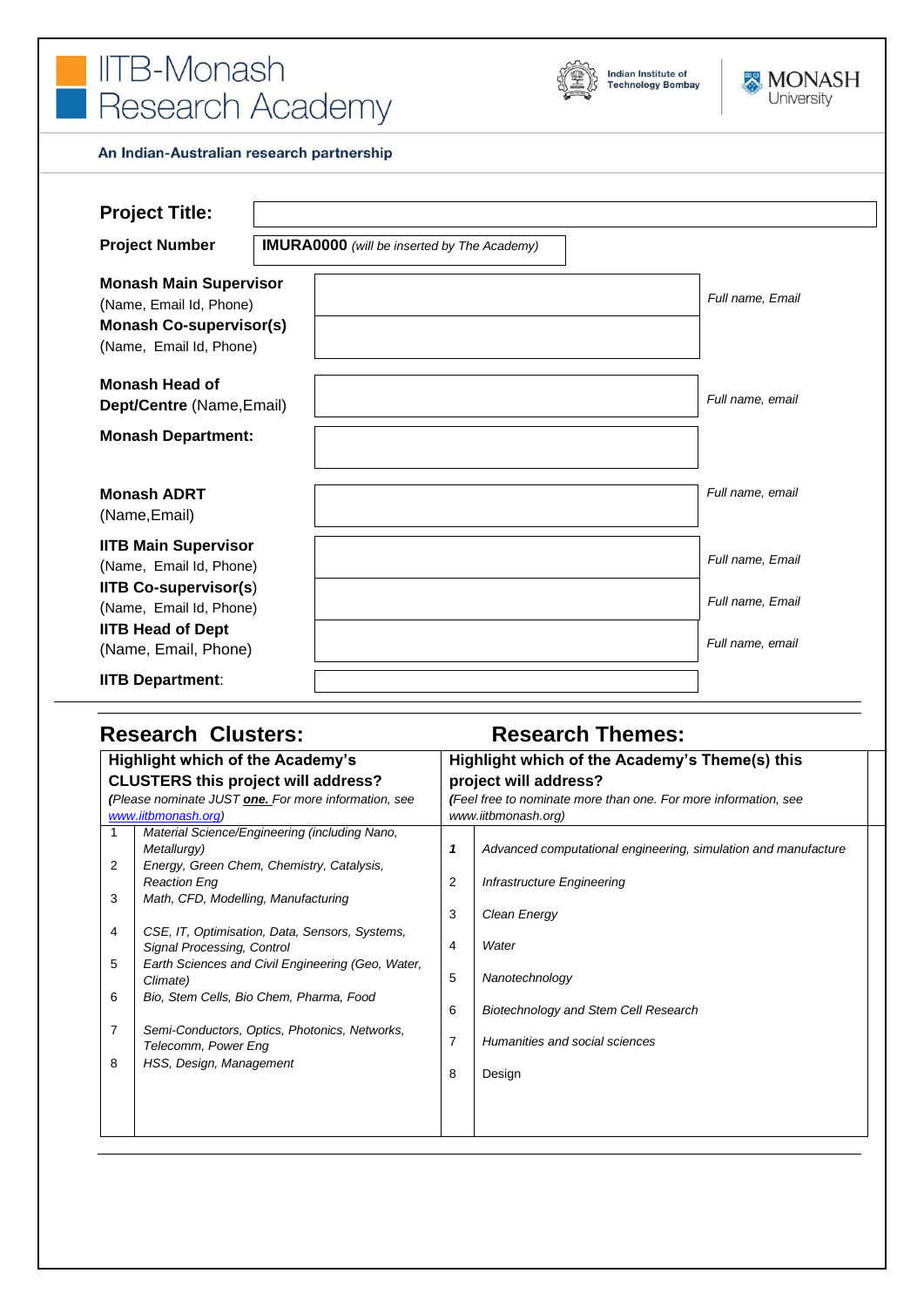# IITB-Monash Research Academy

Indian Institute of Technology Bombay | MONASH University

**An Indian-Australian research partnership**

| | | |
|---|---|---|
| **Project Title:** | | |
| **Project Number** | **IMURA0000** *(will be inserted by The Academy)* | |
| **Monash Main Supervisor** (Name, Email Id, Phone) | | *Full name, Email* |
| **Monash Co-supervisor(s)** (Name, Email Id, Phone) | | |
| **Monash Head of Dept/Centre** (Name,Email) | | *Full name, email* |
| **Monash Department:** | | |
| **Monash ADRT** (Name,Email) | | *Full name, email* |
| **IITB Main Supervisor** (Name, Email Id, Phone) | | *Full name, Email* |
| **IITB Co-supervisor(s)** (Name, Email Id, Phone) | | *Full name, Email* |
| **IITB Head of Dept** (Name, Email, Phone) | | *Full name, email* |
| **IITB Department**: | | |

## Research Clusters:

**Highlight which of the Academy's CLUSTERS this project will address?**
*(Please nominate JUST **one.** For more information, see www.iitbmonash.org)*

| | |
|---|---|
| 1 | *Material Science/Engineering (including Nano, Metallurgy)* |
| 2 | *Energy, Green Chem, Chemistry, Catalysis, Reaction Eng* |
| 3 | *Math, CFD, Modelling, Manufacturing* |
| 4 | *CSE, IT, Optimisation, Data, Sensors, Systems, Signal Processing, Control* |
| 5 | *Earth Sciences and Civil Engineering (Geo, Water, Climate)* |
| 6 | *Bio, Stem Cells, Bio Chem, Pharma, Food* |
| 7 | *Semi-Conductors, Optics, Photonics, Networks, Telecomm, Power Eng* |
| 8 | *HSS, Design, Management* |

## Research Themes:

**Highlight which of the Academy's Theme(s) this project will address?**
*(Feel free to nominate more than one. For more information, see www.iitbmonash.org)*

| | |
|---|---|
| *1* | *Advanced computational engineering, simulation and manufacture* |
| 2 | *Infrastructure Engineering* |
| 3 | *Clean Energy* |
| 4 | *Water* |
| 5 | *Nanotechnology* |
| 6 | *Biotechnology and Stem Cell Research* |
| 7 | *Humanities and social sciences* |
| 8 | Design |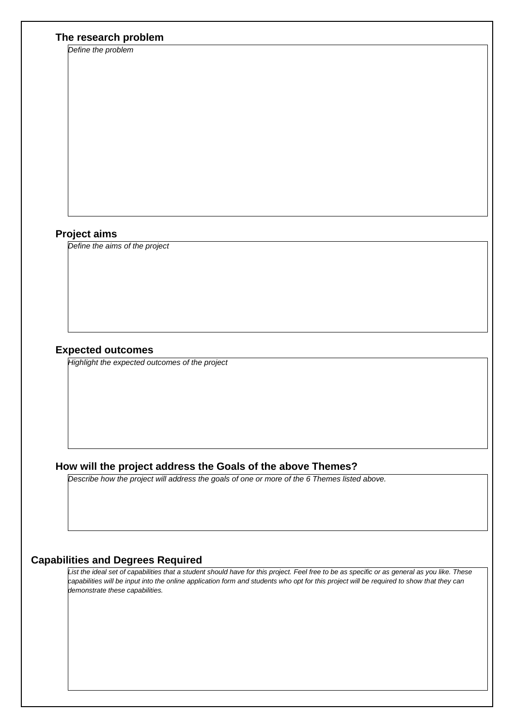## The research problem

*Define the problem*

## Project aims

*Define the aims of the project*

## Expected outcomes

*Highlight the expected outcomes of the project*

## How will the project address the Goals of the above Themes?

*Describe how the project will address the goals of one or more of the 6 Themes listed above.*

## Capabilities and Degrees Required

*List the ideal set of capabilities that a student should have for this project. Feel free to be as specific or as general as you like. These capabilities will be input into the online application form and students who opt for this project will be required to show that they can demonstrate these capabilities.*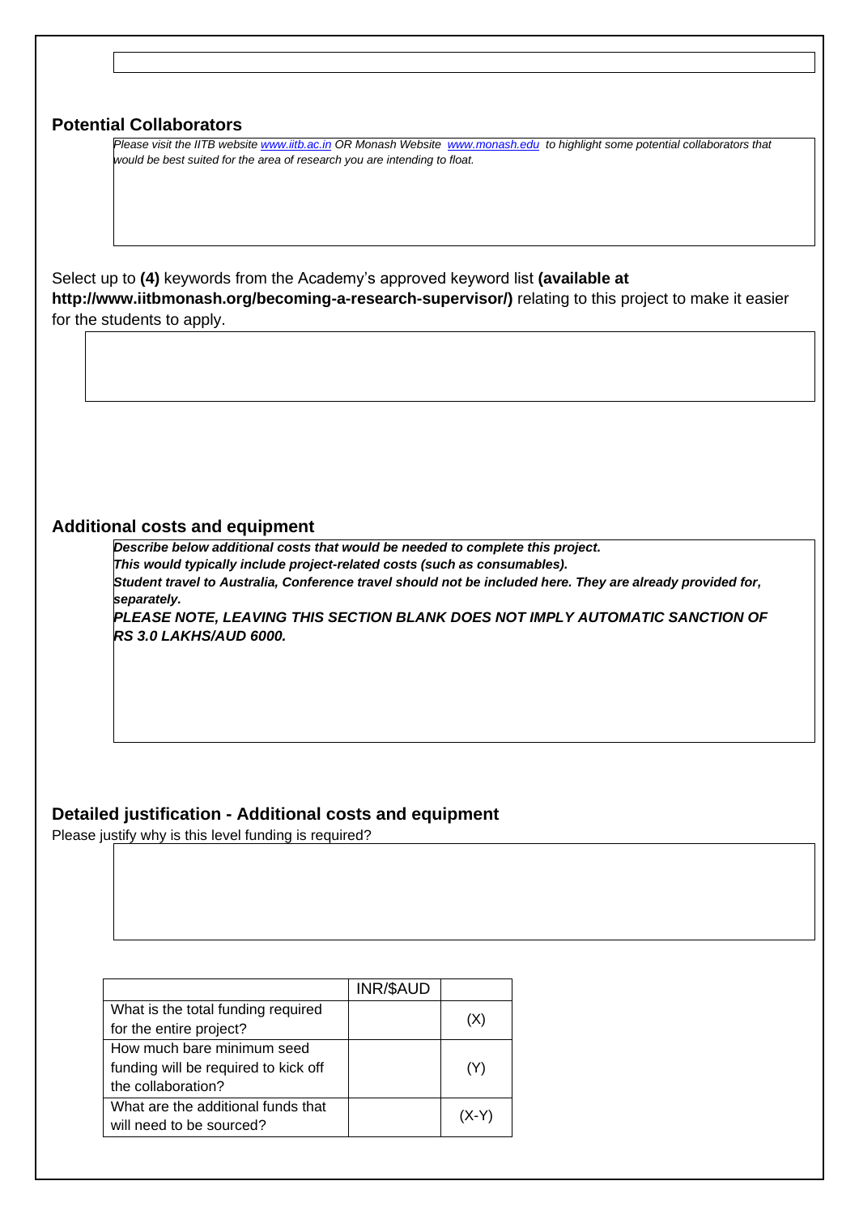## Potential Collaborators

*Please visit the IITB website www.iitb.ac.in OR Monash Website www.monash.edu to highlight some potential collaborators that would be best suited for the area of research you are intending to float.*

Select up to **(4)** keywords from the Academy's approved keyword list **(available at http://www.iitbmonash.org/becoming-a-research-supervisor/)** relating to this project to make it easier for the students to apply.

## Additional costs and equipment

***Describe below additional costs that would be needed to complete this project.***
***This would typically include project-related costs (such as consumables).***
***Student travel to Australia, Conference travel should not be included here. They are already provided for, separately.***
***PLEASE NOTE, LEAVING THIS SECTION BLANK DOES NOT IMPLY AUTOMATIC SANCTION OF RS 3.0 LAKHS/AUD 6000.***

## Detailed justification - Additional costs and equipment

Please justify why is this level funding is required?

| | INR/$AUD | |
|---|---|---|
| What is the total funding required for the entire project? | | (X) |
| How much bare minimum seed funding will be required to kick off the collaboration? | | (Y) |
| What are the additional funds that will need to be sourced? | | (X-Y) |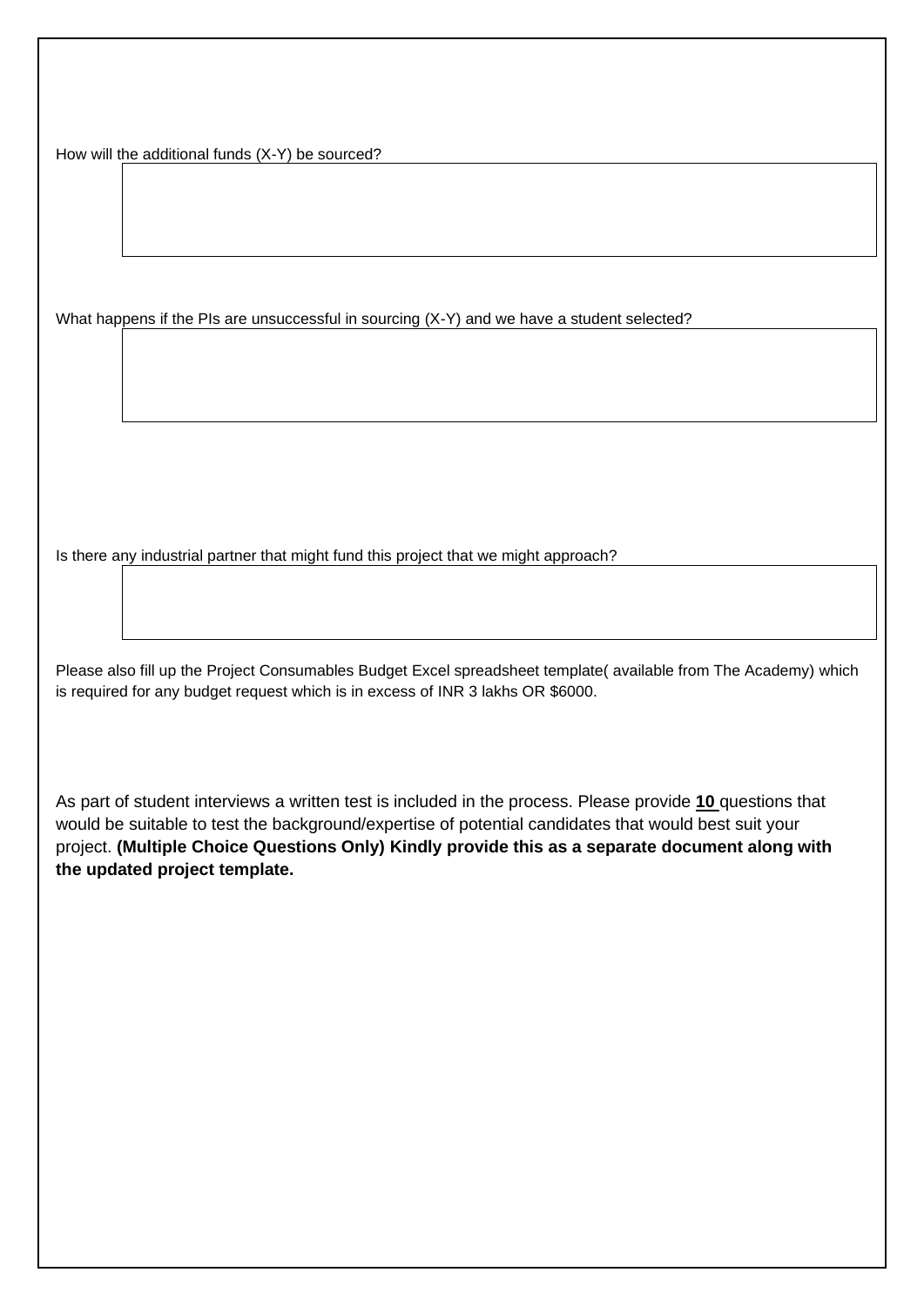How will the additional funds (X-Y) be sourced?

What happens if the PIs are unsuccessful in sourcing (X-Y) and we have a student selected?

Is there any industrial partner that might fund this project that we might approach?

Please also fill up the Project Consumables Budget Excel spreadsheet template( available from The Academy) which is required for any budget request which is in excess of INR 3 lakhs OR $6000.

As part of student interviews a written test is included in the process. Please provide **10** questions that would be suitable to test the background/expertise of potential candidates that would best suit your project. **(Multiple Choice Questions Only) Kindly provide this as a separate document along with the updated project template.**